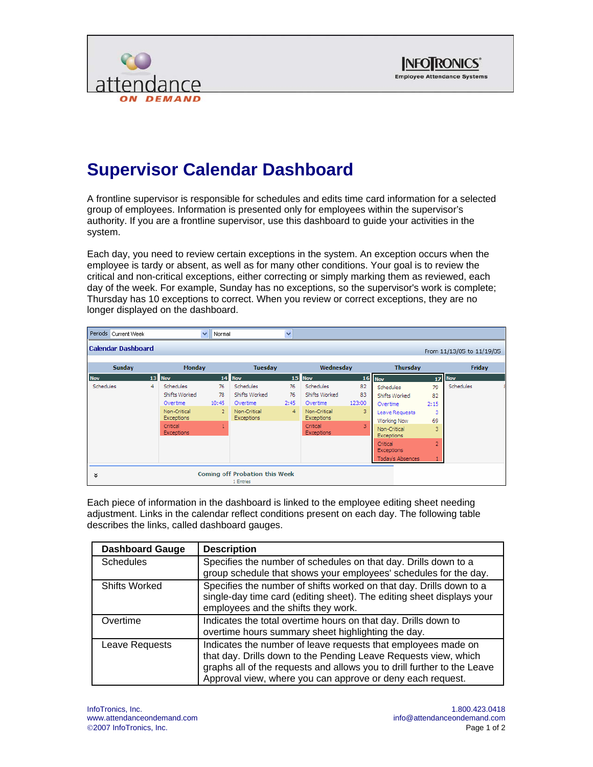# Supervisor Calendar Dashboard

A frontline supervisor is responsible for schedules and edits time card information for a selected group of employees. Information is presented only for employees within the supervisor's authority. If you are a frontline supervisor, use this dashboard to guide your activities in the system.

Each day, you need to review certain exceptions in the system. An exception occurs when the employee is tardy or absent, as well as for many other conditions. Your goal is to review the critical and non-critical exceptions, either correcting or simply marking them as reviewed, each day of the week. For example, Sunday has no exceptions, so the supervisor's work is complete; Thursday has 10 exceptions to correct. When you review or correct exceptions, they are no longer displayed on the dashboard.

Each piece of information in the dashboard is linked to the employee editing sheet needing adjustment. Links in the calendar reflect conditions present on each day. The following table describes the links, called dashboard gauges.

| Dashboard Gauge | Description |
|---|---|
| Schedules | Specifies the number of schedules on that day. Drills down to a group schedule that shows your employees' schedules for the day. |
| Shifts Worked | Specifies the number of shifts worked on that day. Drills down to a single-day time card (editing sheet). The editing sheet displays your employees and the shifts they work. |
| Overtime | Indicates the total overtime hours on that day. Drills down to overtime hours summary sheet highlighting the day. |
| Leave Requests | Indicates the number of leave requests that employees made on that day. Drills down to the Pending Leave Requests view, which graphs all of the requests and allows you to drill further to the Leave Approval view, where you can approve or deny each request. |

InfoTronics, Inc.
www.attendanceondemand.com
©2007 InfoTronics, Inc.

1.800.423.0418
info@attendanceondemand.com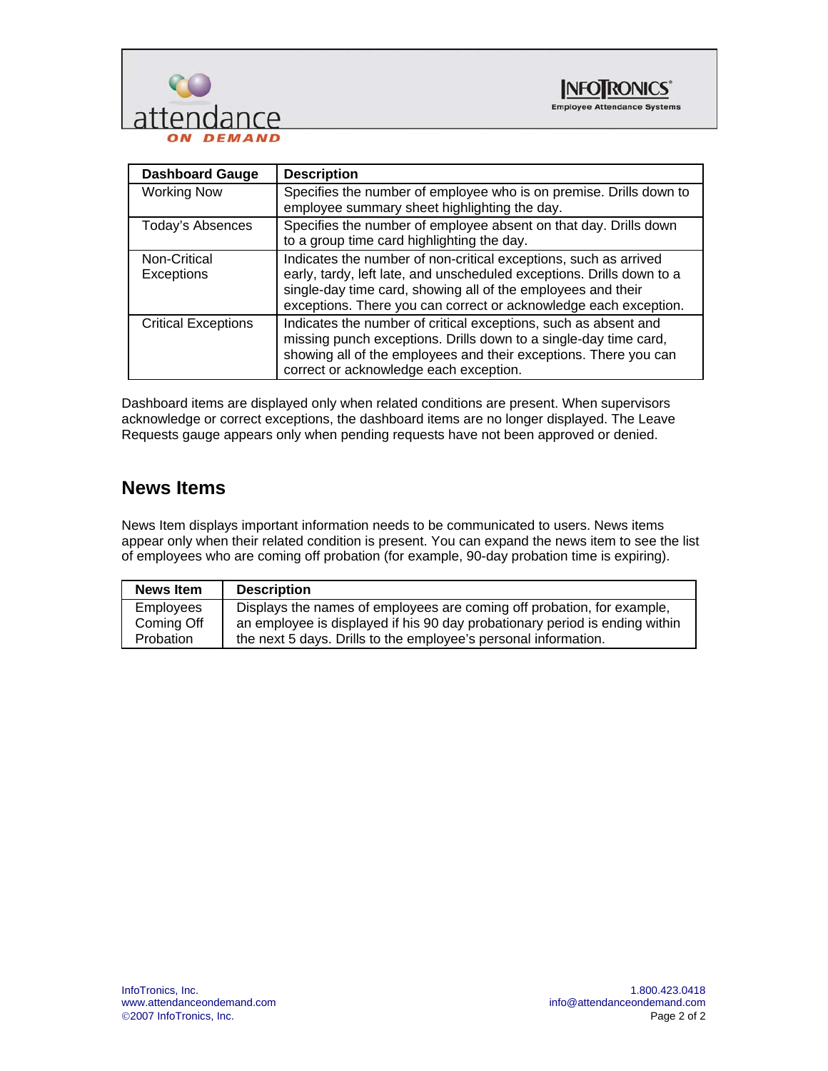| Dashboard Gauge | Description |
|---|---|
| Working Now | Specifies the number of employee who is on premise. Drills down to employee summary sheet highlighting the day. |
| Today's Absences | Specifies the number of employee absent on that day. Drills down to a group time card highlighting the day. |
| Non-Critical Exceptions | Indicates the number of non-critical exceptions, such as arrived early, tardy, left late, and unscheduled exceptions. Drills down to a single-day time card, showing all of the employees and their exceptions. There you can correct or acknowledge each exception. |
| Critical Exceptions | Indicates the number of critical exceptions, such as absent and missing punch exceptions. Drills down to a single-day time card, showing all of the employees and their exceptions. There you can correct or acknowledge each exception. |

Dashboard items are displayed only when related conditions are present. When supervisors acknowledge or correct exceptions, the dashboard items are no longer displayed. The Leave Requests gauge appears only when pending requests have not been approved or denied.

## News Items

News Item displays important information needs to be communicated to users. News items appear only when their related condition is present. You can expand the news item to see the list of employees who are coming off probation (for example, 90-day probation time is expiring).

| News Item | Description |
|---|---|
| Employees Coming Off Probation | Displays the names of employees are coming off probation, for example, an employee is displayed if his 90 day probationary period is ending within the next 5 days. Drills to the employee's personal information. |

InfoTronics, Inc.
www.attendanceondemand.com
©2007 InfoTronics, Inc.

1.800.423.0418
info@attendanceondemand.com